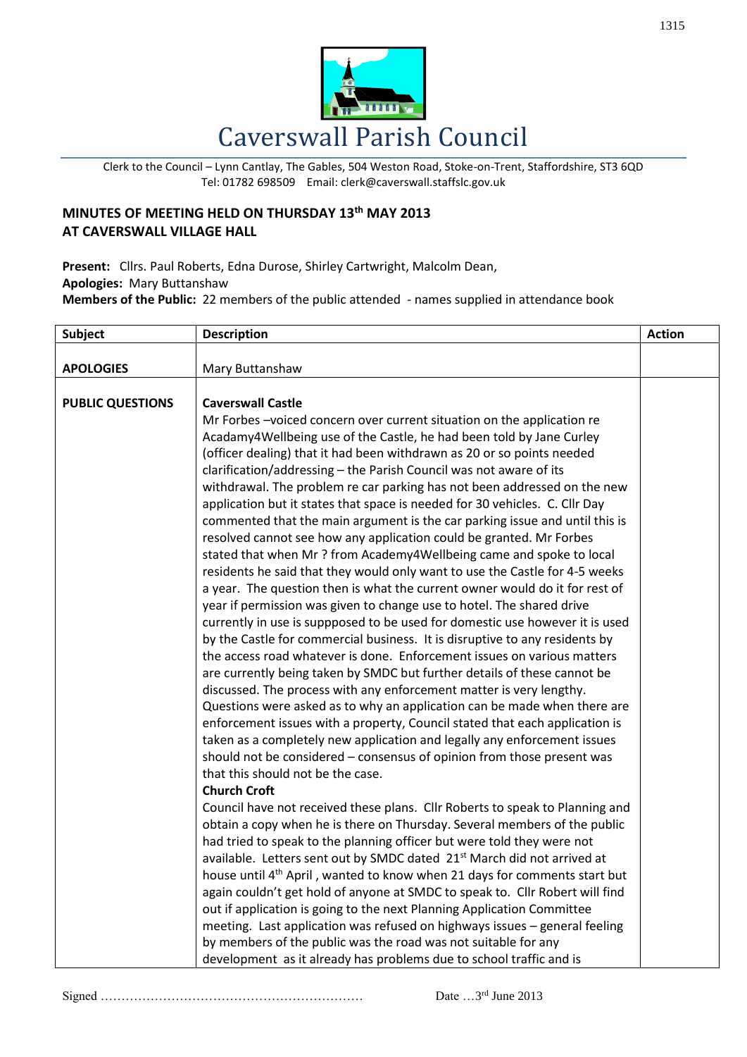# Caverswall Parish Council

Clerk to the Council – Lynn Cantlay, The Gables, 504 Weston Road, Stoke-on-Trent, Staffordshire, ST3 6QD
Tel: 01782 698509 Email: clerk@caverswall.staffslc.gov.uk

**MINUTES OF MEETING HELD ON THURSDAY 13th MAY 2013**
**AT CAVERSWALL VILLAGE HALL**

**Present:** Cllrs. Paul Roberts, Edna Durose, Shirley Cartwright, Malcolm Dean,
**Apologies:** Mary Buttanshaw
**Members of the Public:** 22 members of the public attended - names supplied in attendance book

| Subject | Description | Action |
|---|---|---|
| **APOLOGIES** | Mary Buttanshaw | |
| **PUBLIC QUESTIONS** | **Caverswall Castle**<br>Mr Forbes –voiced concern over current situation on the application re Acadamy4Wellbeing use of the Castle, he had been told by Jane Curley (officer dealing) that it had been withdrawn as 20 or so points needed clarification/addressing – the Parish Council was not aware of its withdrawal. The problem re car parking has not been addressed on the new application but it states that space is needed for 30 vehicles. C. Cllr Day commented that the main argument is the car parking issue and until this is resolved cannot see how any application could be granted. Mr Forbes stated that when Mr ? from Academy4Wellbeing came and spoke to local residents he said that they would only want to use the Castle for 4-5 weeks a year. The question then is what the current owner would do it for rest of year if permission was given to change use to hotel. The shared drive currently in use is suppposed to be used for domestic use however it is used by the Castle for commercial business. It is disruptive to any residents by the access road whatever is done. Enforcement issues on various matters are currently being taken by SMDC but further details of these cannot be discussed. The process with any enforcement matter is very lengthy. Questions were asked as to why an application can be made when there are enforcement issues with a property, Council stated that each application is taken as a completely new application and legally any enforcement issues should not be considered – consensus of opinion from those present was that this should not be the case.<br>**Church Croft**<br>Council have not received these plans. Cllr Roberts to speak to Planning and obtain a copy when he is there on Thursday. Several members of the public had tried to speak to the planning officer but were told they were not available. Letters sent out by SMDC dated 21st March did not arrived at house until 4th April , wanted to know when 21 days for comments start but again couldn't get hold of anyone at SMDC to speak to. Cllr Robert will find out if application is going to the next Planning Application Committee meeting. Last application was refused on highways issues – general feeling by members of the public was the road was not suitable for any development as it already has problems due to school traffic and is | |

Signed ………………………………………………………… Date …3rd June 2013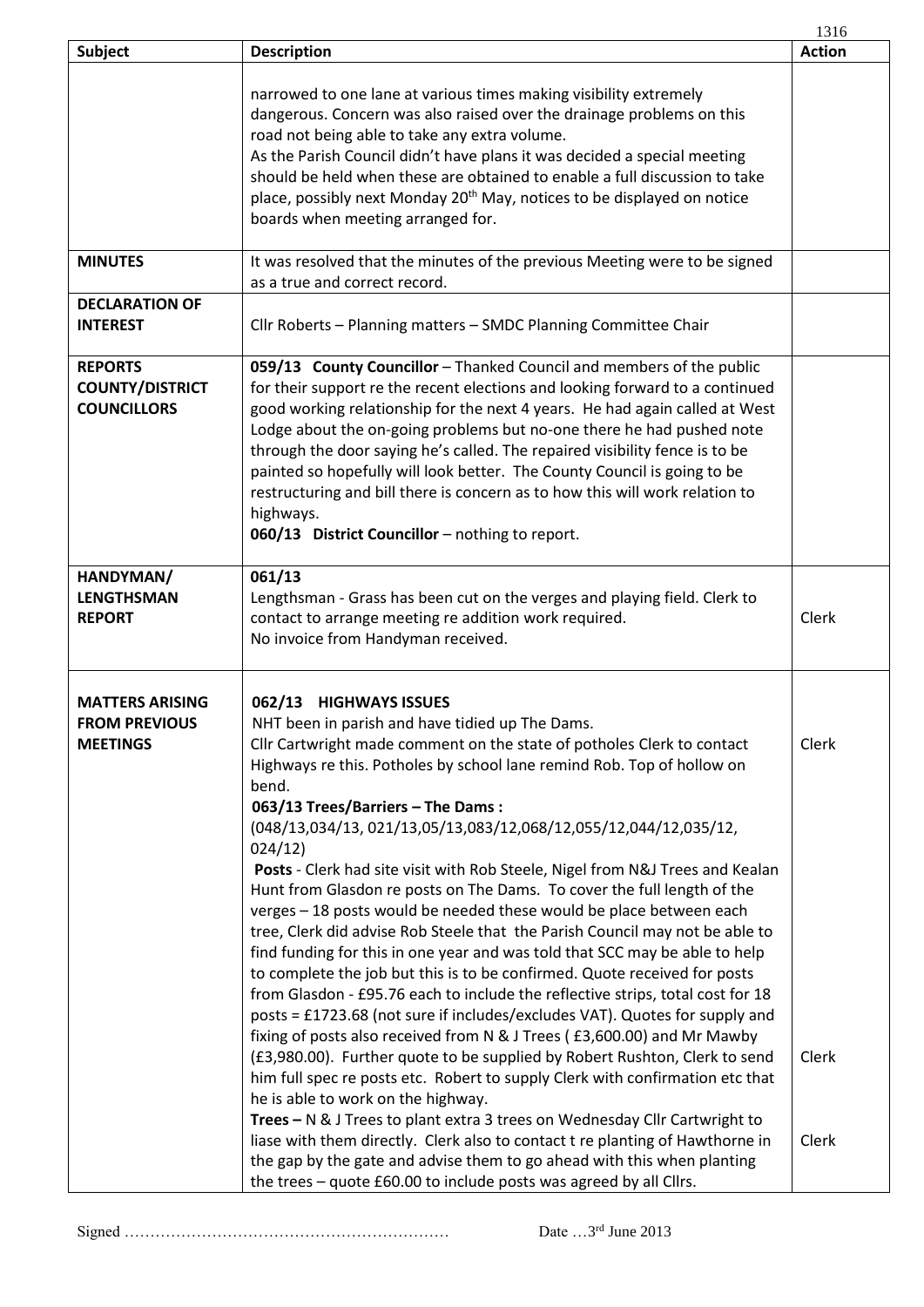| Subject | Description | Action |
|---|---|---|
| | narrowed to one lane at various times making visibility extremely dangerous. Concern was also raised over the drainage problems on this road not being able to take any extra volume.<br>As the Parish Council didn't have plans it was decided a special meeting should be held when these are obtained to enable a full discussion to take place, possibly next Monday 20th May, notices to be displayed on notice boards when meeting arranged for. | |
| **MINUTES** | It was resolved that the minutes of the previous Meeting were to be signed as a true and correct record. | |
| **DECLARATION OF INTEREST** | Cllr Roberts – Planning matters – SMDC Planning Committee Chair | |
| **REPORTS COUNTY/DISTRICT COUNCILLORS** | **059/13 County Councillor** – Thanked Council and members of the public for their support re the recent elections and looking forward to a continued good working relationship for the next 4 years. He had again called at West Lodge about the on-going problems but no-one there he had pushed note through the door saying he's called. The repaired visibility fence is to be painted so hopefully will look better. The County Council is going to be restructuring and bill there is concern as to how this will work relation to highways.<br>**060/13 District Councillor** – nothing to report. | |
| **HANDYMAN/ LENGTHSMAN REPORT** | **061/13**<br>Lengthsman - Grass has been cut on the verges and playing field. Clerk to contact to arrange meeting re addition work required.<br>No invoice from Handyman received. | Clerk |
| **MATTERS ARISING FROM PREVIOUS MEETINGS** | **062/13 HIGHWAYS ISSUES**<br>NHT been in parish and have tidied up The Dams.<br>Cllr Cartwright made comment on the state of potholes Clerk to contact Highways re this. Potholes by school lane remind Rob. Top of hollow on bend.<br>**063/13 Trees/Barriers – The Dams :**<br>(048/13,034/13, 021/13,05/13,083/12,068/12,055/12,044/12,035/12, 024/12)<br>**Posts** - Clerk had site visit with Rob Steele, Nigel from N&J Trees and Kealan Hunt from Glasdon re posts on The Dams. To cover the full length of the verges – 18 posts would be needed these would be place between each tree, Clerk did advise Rob Steele that the Parish Council may not be able to find funding for this in one year and was told that SCC may be able to help to complete the job but this is to be confirmed. Quote received for posts from Glasdon - £95.76 each to include the reflective strips, total cost for 18 posts = £1723.68 (not sure if includes/excludes VAT). Quotes for supply and fixing of posts also received from N & J Trees ( £3,600.00) and Mr Mawby (£3,980.00). Further quote to be supplied by Robert Rushton, Clerk to send him full spec re posts etc. Robert to supply Clerk with confirmation etc that he is able to work on the highway.<br>**Trees –** N & J Trees to plant extra 3 trees on Wednesday Cllr Cartwright to liase with them directly. Clerk also to contact t re planting of Hawthorne in the gap by the gate and advise them to go ahead with this when planting the trees – quote £60.00 to include posts was agreed by all Cllrs. | Clerk<br><br>Clerk<br><br>Clerk |

Signed ……………………………………………………… Date …3rd June 2013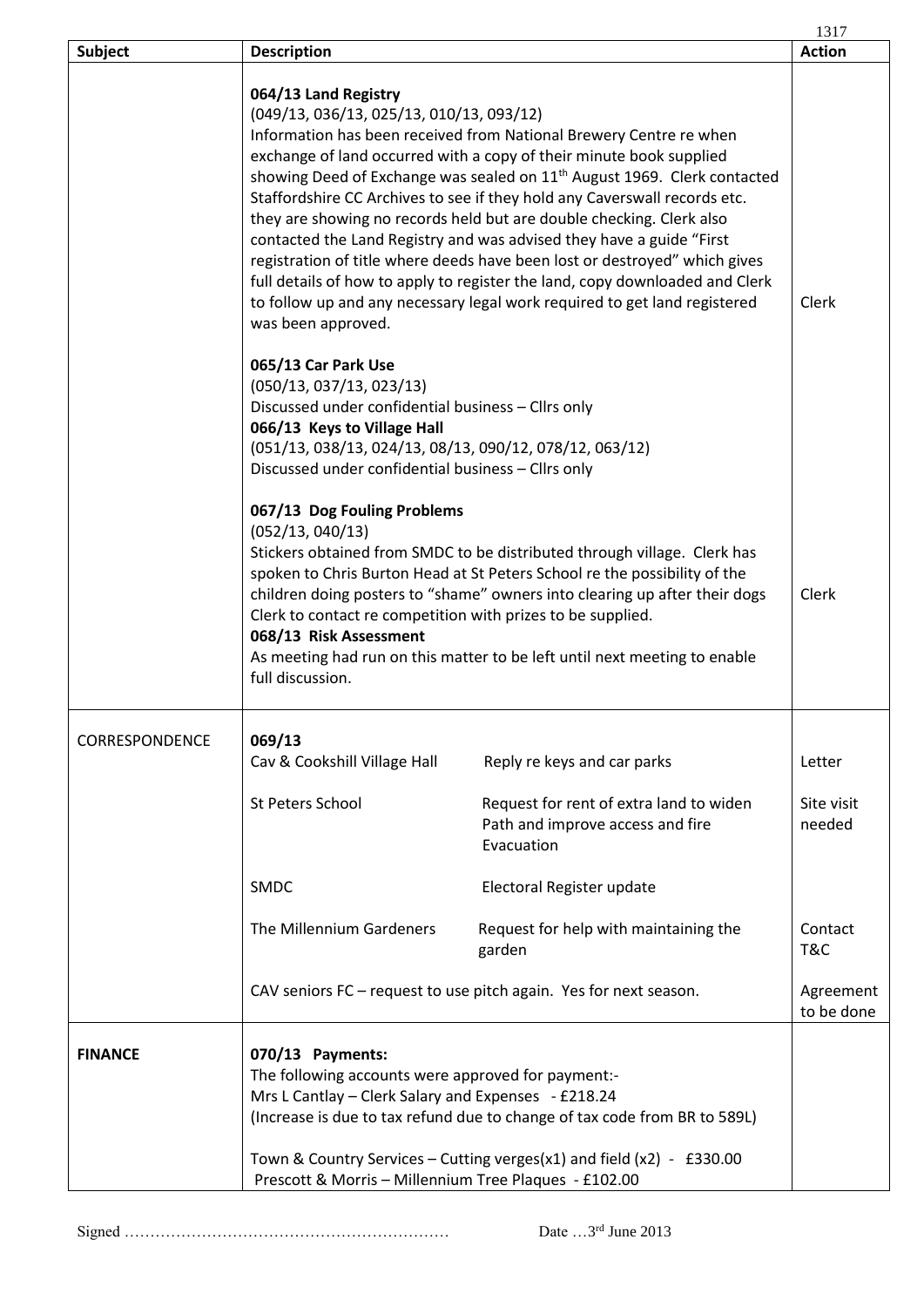| Subject | Description | Action |
|---|---|---|
| | **064/13 Land Registry**<br>(049/13, 036/13, 025/13, 010/13, 093/12)<br>Information has been received from National Brewery Centre re when exchange of land occurred with a copy of their minute book supplied showing Deed of Exchange was sealed on 11th August 1969. Clerk contacted Staffordshire CC Archives to see if they hold any Caverswall records etc. they are showing no records held but are double checking. Clerk also contacted the Land Registry and was advised they have a guide "First registration of title where deeds have been lost or destroyed" which gives full details of how to apply to register the land, copy downloaded and Clerk to follow up and any necessary legal work required to get land registered was been approved. | Clerk |
| | **065/13 Car Park Use**<br>(050/13, 037/13, 023/13)<br>Discussed under confidential business – Cllrs only<br>**066/13 Keys to Village Hall**<br>(051/13, 038/13, 024/13, 08/13, 090/12, 078/12, 063/12)<br>Discussed under confidential business – Cllrs only | |
| | **067/13 Dog Fouling Problems**<br>(052/13, 040/13)<br>Stickers obtained from SMDC to be distributed through village. Clerk has spoken to Chris Burton Head at St Peters School re the possibility of the children doing posters to "shame" owners into clearing up after their dogs Clerk to contact re competition with prizes to be supplied.<br>**068/13 Risk Assessment**<br>As meeting had run on this matter to be left until next meeting to enable full discussion. | Clerk |
| CORRESPONDENCE | **069/13**<br>Cav & Cookshill Village Hall — Reply re keys and car parks | Letter |
| | St Peters School — Request for rent of extra land to widen Path and improve access and fire Evacuation | Site visit needed |
| | SMDC — Electoral Register update | |
| | The Millennium Gardeners — Request for help with maintaining the garden | Contact T&C |
| | CAV seniors FC – request to use pitch again. Yes for next season. | Agreement to be done |
| **FINANCE** | **070/13 Payments:**<br>The following accounts were approved for payment:-<br>Mrs L Cantlay – Clerk Salary and Expenses - £218.24<br>(Increase is due to tax refund due to change of tax code from BR to 589L)<br><br>Town & Country Services – Cutting verges(x1) and field (x2) - £330.00<br>Prescott & Morris – Millennium Tree Plaques - £102.00 | |

Signed ……………………………………………………… Date …3rd June 2013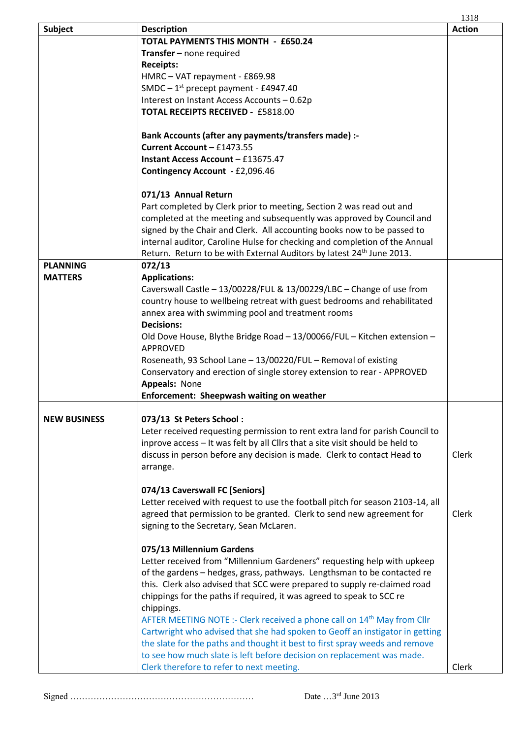| Subject | Description | Action |
|---|---|---|
| | **TOTAL PAYMENTS THIS MONTH - £650.24**<br>**Transfer –** none required<br>**Receipts:**<br>HMRC – VAT repayment - £869.98<br>SMDC – 1st precept payment - £4947.40<br>Interest on Instant Access Accounts – 0.62p<br>**TOTAL RECEIPTS RECEIVED -** £5818.00<br><br>**Bank Accounts (after any payments/transfers made) :-**<br>**Current Account –** £1473.55<br>**Instant Access Account** – £13675.47<br>**Contingency Account -** £2,096.46<br><br>**071/13 Annual Return**<br>Part completed by Clerk prior to meeting, Section 2 was read out and completed at the meeting and subsequently was approved by Council and signed by the Chair and Clerk. All accounting books now to be passed to internal auditor, Caroline Hulse for checking and completion of the Annual Return. Return to be with External Auditors by latest 24th June 2013. | |
| **PLANNING MATTERS** | **072/13**<br>**Applications:**<br>Caverswall Castle – 13/00228/FUL & 13/00229/LBC – Change of use from country house to wellbeing retreat with guest bedrooms and rehabilitated annex area with swimming pool and treatment rooms<br>**Decisions:**<br>Old Dove House, Blythe Bridge Road – 13/00066/FUL – Kitchen extension – APPROVED<br>Roseneath, 93 School Lane – 13/00220/FUL – Removal of existing Conservatory and erection of single storey extension to rear - APPROVED<br>**Appeals:** None<br>**Enforcement: Sheepwash waiting on weather** | |
| **NEW BUSINESS** | **073/13 St Peters School :**<br>Leter received requesting permission to rent extra land for parish Council to inprove access – It was felt by all Cllrs that a site visit should be held to discuss in person before any decision is made. Clerk to contact Head to arrange. | Clerk |
| | **074/13 Caverswall FC [Seniors]**<br>Letter received with request to use the football pitch for season 2103-14, all agreed that permission to be granted. Clerk to send new agreement for signing to the Secretary, Sean McLaren. | Clerk |
| | **075/13 Millennium Gardens**<br>Letter received from "Millennium Gardeners" requesting help with upkeep of the gardens – hedges, grass, pathways. Lengthsman to be contacted re this. Clerk also advised that SCC were prepared to supply re-claimed road chippings for the paths if required, it was agreed to speak to SCC re chippings.<br>AFTER MEETING NOTE :- Clerk received a phone call on 14th May from Cllr Cartwright who advised that she had spoken to Geoff an instigator in getting the slate for the paths and thought it best to first spray weeds and remove to see how much slate is left before decision on replacement was made. Clerk therefore to refer to next meeting. | Clerk |

Signed ……………………………………………………… Date …3rd June 2013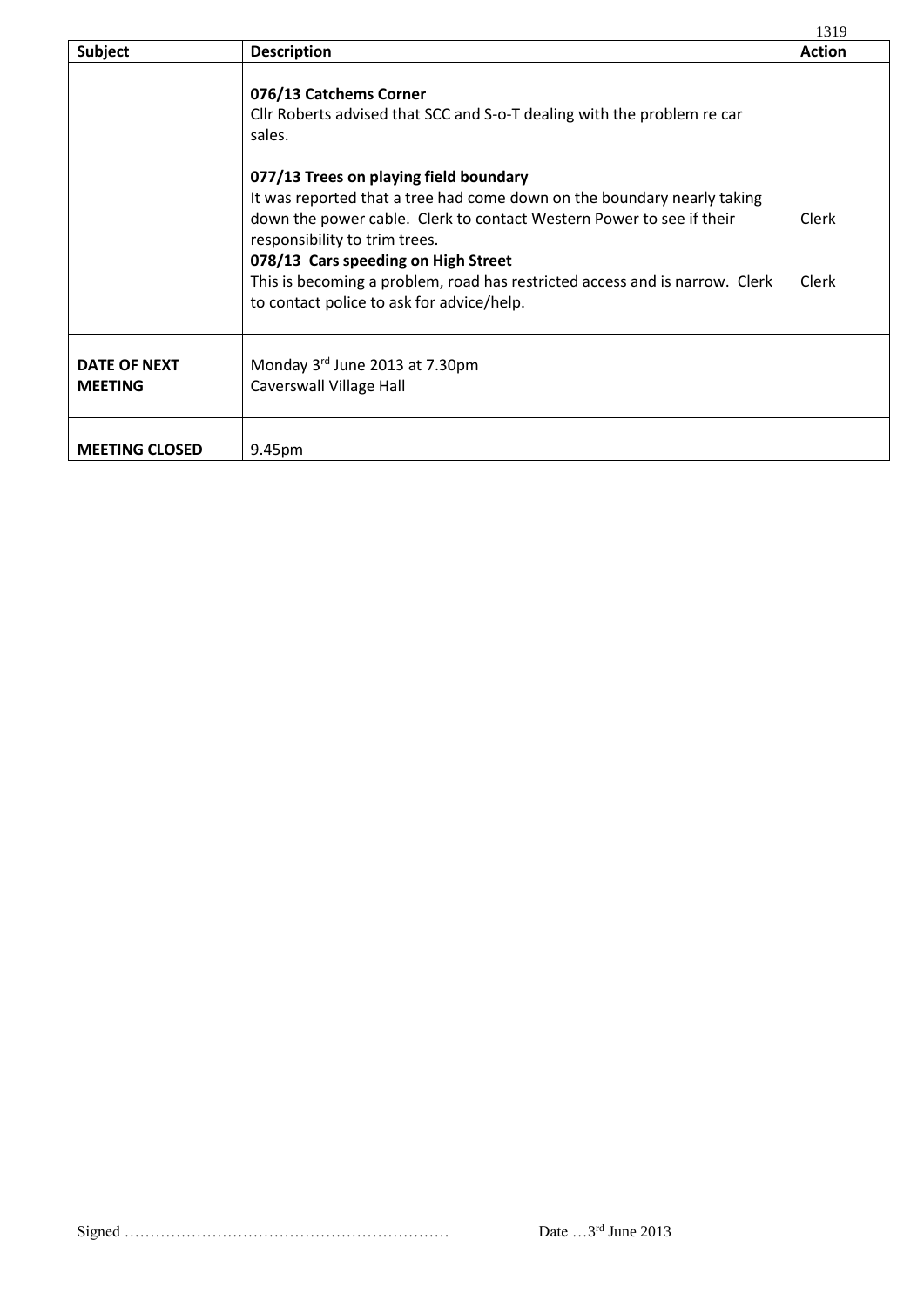| Subject | Description | Action |
|---|---|---|
| | **076/13 Catchems Corner**<br>Cllr Roberts advised that SCC and S-o-T dealing with the problem re car sales.<br><br>**077/13 Trees on playing field boundary**<br>It was reported that a tree had come down on the boundary nearly taking down the power cable. Clerk to contact Western Power to see if their responsibility to trim trees.<br>**078/13 Cars speeding on High Street**<br>This is becoming a problem, road has restricted access and is narrow. Clerk to contact police to ask for advice/help. | <br><br><br><br><br>Clerk<br><br>Clerk |
| **DATE OF NEXT MEETING** | Monday 3rd June 2013 at 7.30pm<br>Caverswall Village Hall | |
| **MEETING CLOSED** | 9.45pm | |

Signed ……………………………………………………… Date …3rd June 2013